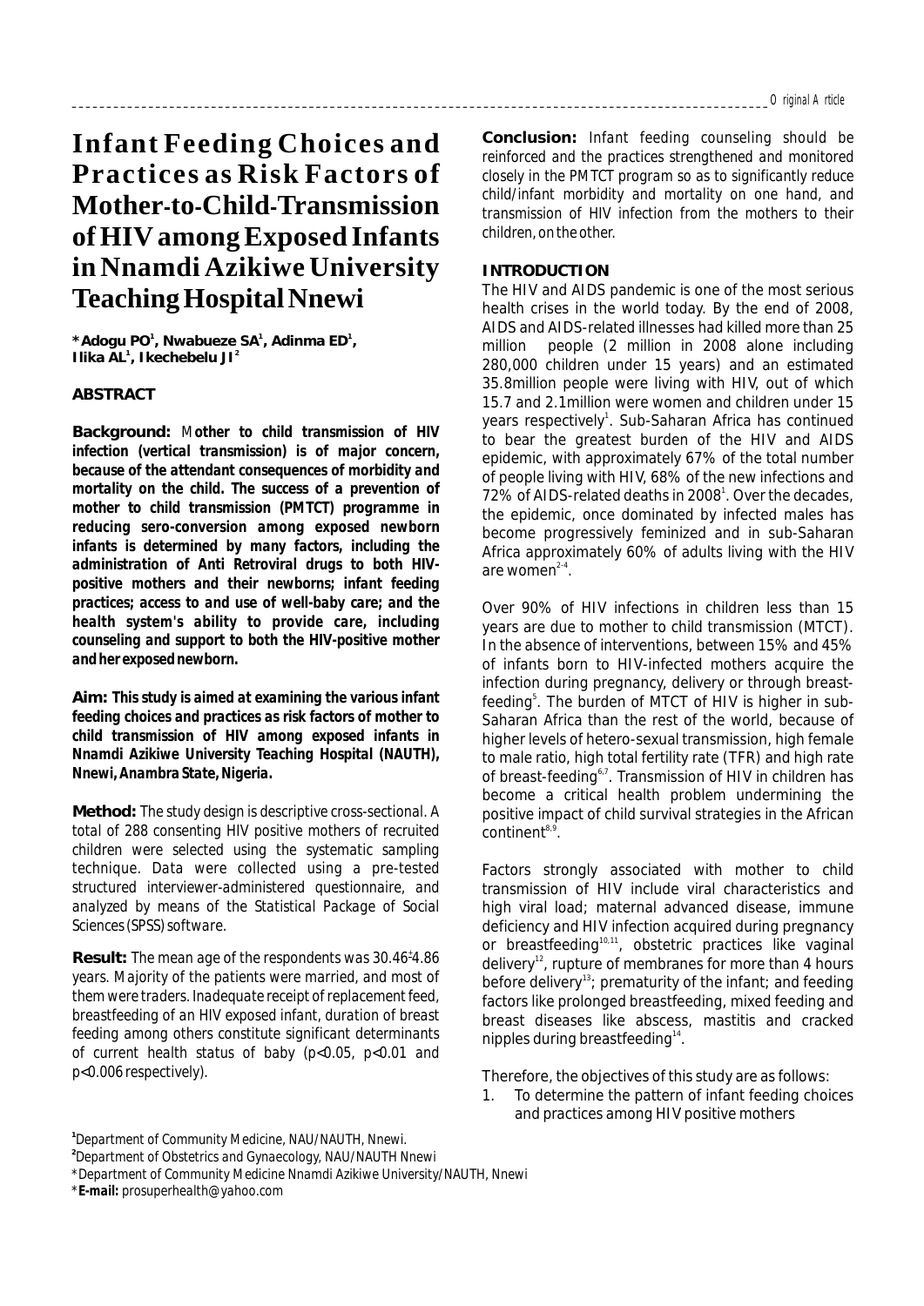# Infant Feeding Choices and Practices as Risk Factors of Mother-to-Child-Transmission of HIV among Exposed Infants in Nnamdi Azikiwe University Teaching Hospital Nnewi

\*Adogu PO[1], Nwabueze SA[1], Adinma ED[1], Ilika AL[1], Ikechebelu JI[2]

## ABSTRACT

**Background:** **Mother to child transmission of HIV infection (vertical transmission) is of major concern, because of the attendant consequences of morbidity and mortality on the child. The success of a prevention of mother to child transmission (PMTCT) programme in reducing sero-conversion among exposed newborn infants is determined by many factors, including the administration of Anti Retroviral drugs to both HIV-positive mothers and their newborns; infant feeding practices; access to and use of well-baby care; and the health system's ability to provide care, including counseling and support to both the HIV-positive mother and her exposed newborn.**

**Aim:** **This study is aimed at examining the various infant feeding choices and practices as risk factors of mother to child transmission of HIV among exposed infants in Nnamdi Azikiwe University Teaching Hospital (NAUTH), Nnewi, Anambra State, Nigeria.**

**Method:** The study design is descriptive cross-sectional. A total of 288 consenting HIV positive mothers of recruited children were selected using the systematic sampling technique. Data were collected using a pre-tested structured interviewer-administered questionnaire, and analyzed by means of the Statistical Package of Social Sciences (SPSS) software.

**Result:** The mean age of the respondents was 30.46±4.86 years. Majority of the patients were married, and most of them were traders. Inadequate receipt of replacement feed, breastfeeding of an HIV exposed infant, duration of breast feeding among others constitute significant determinants of current health status of baby ($p<0.05$, $p<0.01$ and $p<0.006$ respectively).

**Conclusion:** Infant feeding counseling should be reinforced and the practices strengthened and monitored closely in the PMTCT program so as to significantly reduce child/infant morbidity and mortality on one hand, and transmission of HIV infection from the mothers to their children, on the other.

## INTRODUCTION

The HIV and AIDS pandemic is one of the most serious health crises in the world today. By the end of 2008, AIDS and AIDS-related illnesses had killed more than 25 million people (2 million in 2008 alone including 280,000 children under 15 years) and an estimated 35.8million people were living with HIV, out of which 15.7 and 2.1million were women and children under 15 years respectively[1]. Sub-Saharan Africa has continued to bear the greatest burden of the HIV and AIDS epidemic, with approximately 67% of the total number of people living with HIV, 68% of the new infections and 72% of AIDS-related deaths in 2008[1]. Over the decades, the epidemic, once dominated by infected males has become progressively feminized and in sub-Saharan Africa approximately 60% of adults living with the HIV are women[2-4].

Over 90% of HIV infections in children less than 15 years are due to mother to child transmission (MTCT). In the absence of interventions, between 15% and 45% of infants born to HIV-infected mothers acquire the infection during pregnancy, delivery or through breast-feeding[5]. The burden of MTCT of HIV is higher in sub-Saharan Africa than the rest of the world, because of higher levels of hetero-sexual transmission, high female to male ratio, high total fertility rate (TFR) and high rate of breast-feeding[6,7]. Transmission of HIV in children has become a critical health problem undermining the positive impact of child survival strategies in the African continent[8,9].

Factors strongly associated with mother to child transmission of HIV include viral characteristics and high viral load; maternal advanced disease, immune deficiency and HIV infection acquired during pregnancy or breastfeeding[10,11], obstetric practices like vaginal delivery[12], rupture of membranes for more than 4 hours before delivery[13]; prematurity of the infant; and feeding factors like prolonged breastfeeding, mixed feeding and breast diseases like abscess, mastitis and cracked nipples during breastfeeding[14].

Therefore, the objectives of this study are as follows:

1. To determine the pattern of infant feeding choices and practices among HIV positive mothers

[1]Department of Community Medicine, NAU/NAUTH, Nnewi.
[2]Department of Obstetrics and Gynaecology, NAU/NAUTH Nnewi
\*Department of Community Medicine Nnamdi Azikiwe University/NAUTH, Nnewi
\***E-mail:** prosuperhealth@yahoo.com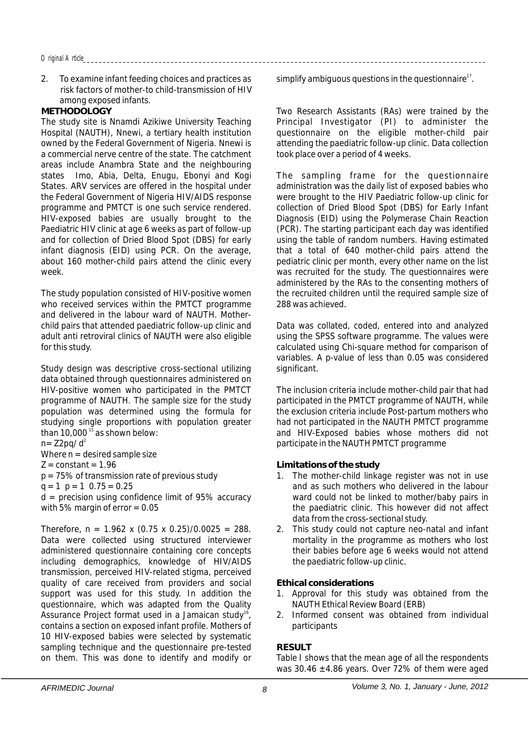2. To examine infant feeding choices and practices as risk factors of mother-to child-transmission of HIV among exposed infants.

## METHODOLOGY

The study site is Nnamdi Azikiwe University Teaching Hospital (NAUTH), Nnewi, a tertiary health institution owned by the Federal Government of Nigeria. Nnewi is a commercial nerve centre of the state. The catchment areas include Anambra State and the neighbouring states Imo, Abia, Delta, Enugu, Ebonyi and Kogi States. ARV services are offered in the hospital under the Federal Government of Nigeria HIV/AIDS response programme and PMTCT is one such service rendered. HIV-exposed babies are usually brought to the Paediatric HIV clinic at age 6 weeks as part of follow-up and for collection of Dried Blood Spot (DBS) for early infant diagnosis (EID) using PCR. On the average, about 160 mother-child pairs attend the clinic every week.

The study population consisted of HIV-positive women who received services within the PMTCT programme and delivered in the labour ward of NAUTH. Mother-child pairs that attended paediatric follow-up clinic and adult anti retroviral clinics of NAUTH were also eligible for this study.

Study design was descriptive cross-sectional utilizing data obtained through questionnaires administered on HIV-positive women who participated in the PMTCT programme of NAUTH. The sample size for the study population was determined using the formula for studying single proportions with population greater than 10,000[15] as shown below:

$n = Z^2pq/d^2$

Where n = desired sample size

Z = constant = 1.96

p = 75% of transmission rate of previous study

q = 1 p = 1 0.75 = 0.25

d = precision using confidence limit of 95% accuracy with 5% margin of error = 0.05

Therefore, $n = 1.96^2 \times (0.75 \times 0.25)/0.0025 = 288$. Data were collected using structured interviewer administered questionnaire containing core concepts including demographics, knowledge of HIV/AIDS transmission, perceived HIV-related stigma, perceived quality of care received from providers and social support was used for this study. In addition the questionnaire, which was adapted from the Quality Assurance Project format used in a Jamaican study[16], contains a section on exposed infant profile. Mothers of 10 HIV-exposed babies were selected by systematic sampling technique and the questionnaire pre-tested on them. This was done to identify and modify or simplify ambiguous questions in the questionnaire[17].

Two Research Assistants (RAs) were trained by the Principal Investigator (PI) to administer the questionnaire on the eligible mother-child pair attending the paediatric follow-up clinic. Data collection took place over a period of 4 weeks.

The sampling frame for the questionnaire administration was the daily list of exposed babies who were brought to the HIV Paediatric follow-up clinic for collection of Dried Blood Spot (DBS) for Early Infant Diagnosis (EID) using the Polymerase Chain Reaction (PCR). The starting participant each day was identified using the table of random numbers. Having estimated that a total of 640 mother-child pairs attend the pediatric clinic per month, every other name on the list was recruited for the study. The questionnaires were administered by the RAs to the consenting mothers of the recruited children until the required sample size of 288 was achieved.

Data was collated, coded, entered into and analyzed using the SPSS software programme. The values were calculated using Chi-square method for comparison of variables. A p-value of less than 0.05 was considered significant.

The inclusion criteria include mother-child pair that had participated in the PMTCT programme of NAUTH, while the exclusion criteria include Post-partum mothers who had not participated in the NAUTH PMTCT programme and HIV-Exposed babies whose mothers did not participate in the NAUTH PMTCT programme

### Limitations of the study

1. The mother-child linkage register was not in use and as such mothers who delivered in the labour ward could not be linked to mother/baby pairs in the paediatric clinic. This however did not affect data from the cross-sectional study.
2. This study could not capture neo-natal and infant mortality in the programme as mothers who lost their babies before age 6 weeks would not attend the paediatric follow-up clinic.

### Ethical considerations

1. Approval for this study was obtained from the NAUTH Ethical Review Board (ERB)
2. Informed consent was obtained from individual participants

## RESULT

Table I shows that the mean age of all the respondents was 30.46 ±4.86 years. Over 72% of them were aged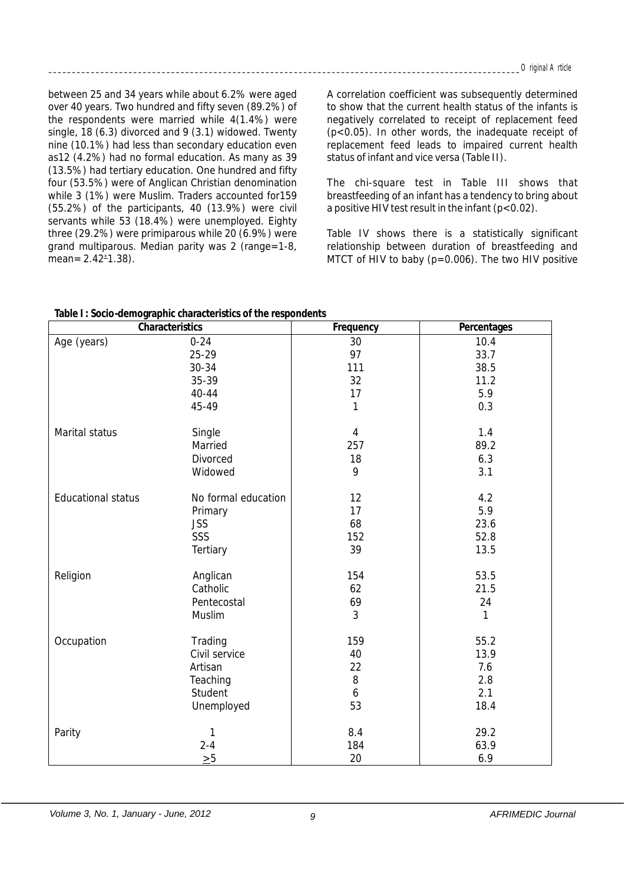between 25 and 34 years while about 6.2% were aged over 40 years. Two hundred and fifty seven (89.2%) of the respondents were married while 4(1.4%) were single, 18 (6.3) divorced and 9 (3.1) widowed. Twenty nine (10.1%) had less than secondary education even as12 (4.2%) had no formal education. As many as 39 (13.5%) had tertiary education. One hundred and fifty four (53.5%) were of Anglican Christian denomination while 3 (1%) were Muslim. Traders accounted for159 (55.2%) of the participants, 40 (13.9%) were civil servants while 53 (18.4%) were unemployed. Eighty three (29.2%) were primiparous while 20 (6.9%) were grand multiparous. Median parity was 2 (range=1-8, mean= 2.42±1.38).

A correlation coefficient was subsequently determined to show that the current health status of the infants is negatively correlated to receipt of replacement feed ($p<0.05$). In other words, the inadequate receipt of replacement feed leads to impaired current health status of infant and vice versa (Table II).

The chi-square test in Table III shows that breastfeeding of an infant has a tendency to bring about a positive HIV test result in the infant ($p<0.02$).

Table IV shows there is a statistically significant relationship between duration of breastfeeding and MTCT of HIV to baby ($p=0.006$). The two HIV positive

**Table I: Socio-demographic characteristics of the respondents**

| Characteristics | | Frequency | Percentages |
|---|---|---|---|
| Age (years) | 0-24 | 30 | 10.4 |
| | 25-29 | 97 | 33.7 |
| | 30-34 | 111 | 38.5 |
| | 35-39 | 32 | 11.2 |
| | 40-44 | 17 | 5.9 |
| | 45-49 | 1 | 0.3 |
| Marital status | Single | 4 | 1.4 |
| | Married | 257 | 89.2 |
| | Divorced | 18 | 6.3 |
| | Widowed | 9 | 3.1 |
| Educational status | No formal education | 12 | 4.2 |
| | Primary | 17 | 5.9 |
| | JSS | 68 | 23.6 |
| | SSS | 152 | 52.8 |
| | Tertiary | 39 | 13.5 |
| Religion | Anglican | 154 | 53.5 |
| | Catholic | 62 | 21.5 |
| | Pentecostal | 69 | 24 |
| | Muslim | 3 | 1 |
| Occupation | Trading | 159 | 55.2 |
| | Civil service | 40 | 13.9 |
| | Artisan | 22 | 7.6 |
| | Teaching | 8 | 2.8 |
| | Student | 6 | 2.1 |
| | Unemployed | 53 | 18.4 |
| Parity | 1 | 8.4 | 29.2 |
| | 2-4 | 184 | 63.9 |
| | $\geq 5$ | 20 | 6.9 |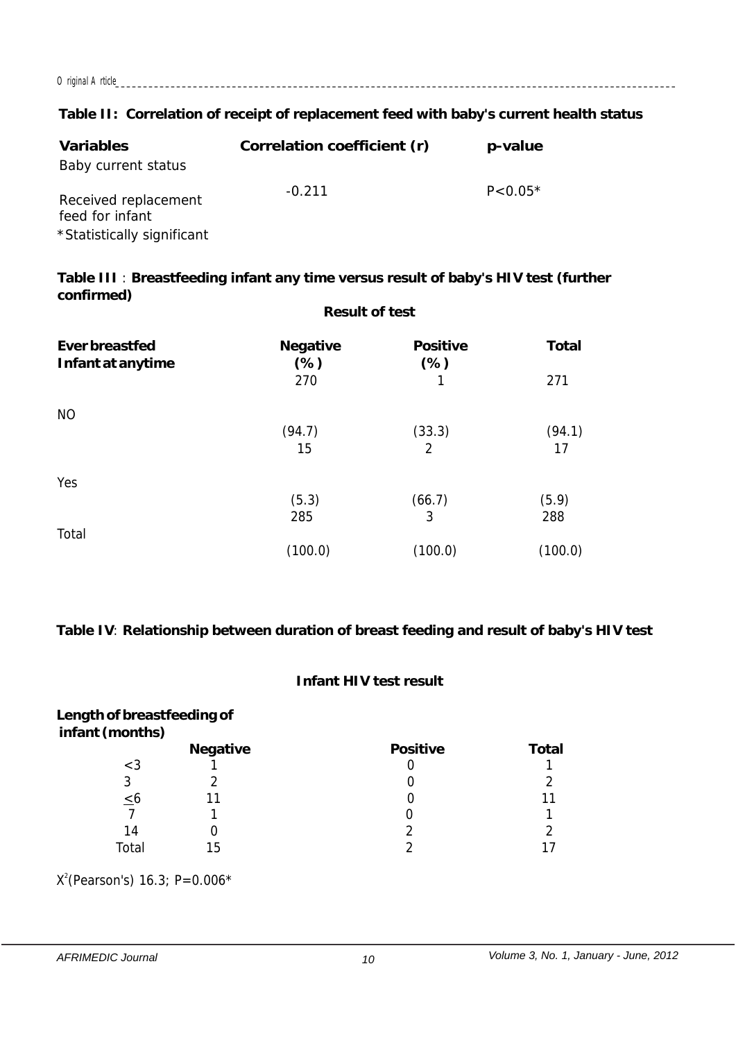**Table II: Correlation of receipt of replacement feed with baby's current health status**

| Variables | Correlation coefficient (r) | p-value |
| --- | --- | --- |
| Baby current status | | |
| Received replacement feed for infant | -0.211 | P<0.05* |

*Statistically significant

**Table III**: **Breastfeeding infant any time versus result of baby's HIV test (further confirmed)**

| Ever breastfed Infant at anytime | Result of test | | |
| --- | --- | --- | --- |
| | Negative (%) | Positive (%) | Total |
| NO | 270 (94.7) | 1 (33.3) | 271 (94.1) |
| Yes | 15 (5.3) | 2 (66.7) | 17 (5.9) |
| Total | 285 (100.0) | 3 (100.0) | 288 (100.0) |

**Table IV**: **Relationship between duration of breast feeding and result of baby's HIV test**

| Length of breastfeeding of infant (months) | Infant HIV test result | | |
| --- | --- | --- | --- |
| | Negative | Positive | Total |
| <3 | 1 | 0 | 1 |
| 3 | 2 | 0 | 2 |
| ≤6 | 11 | 0 | 11 |
| 7 | 1 | 0 | 1 |
| 14 | 0 | 2 | 2 |
| Total | 15 | 2 | 17 |

$X^2$(Pearson's) 16.3; P=0.006*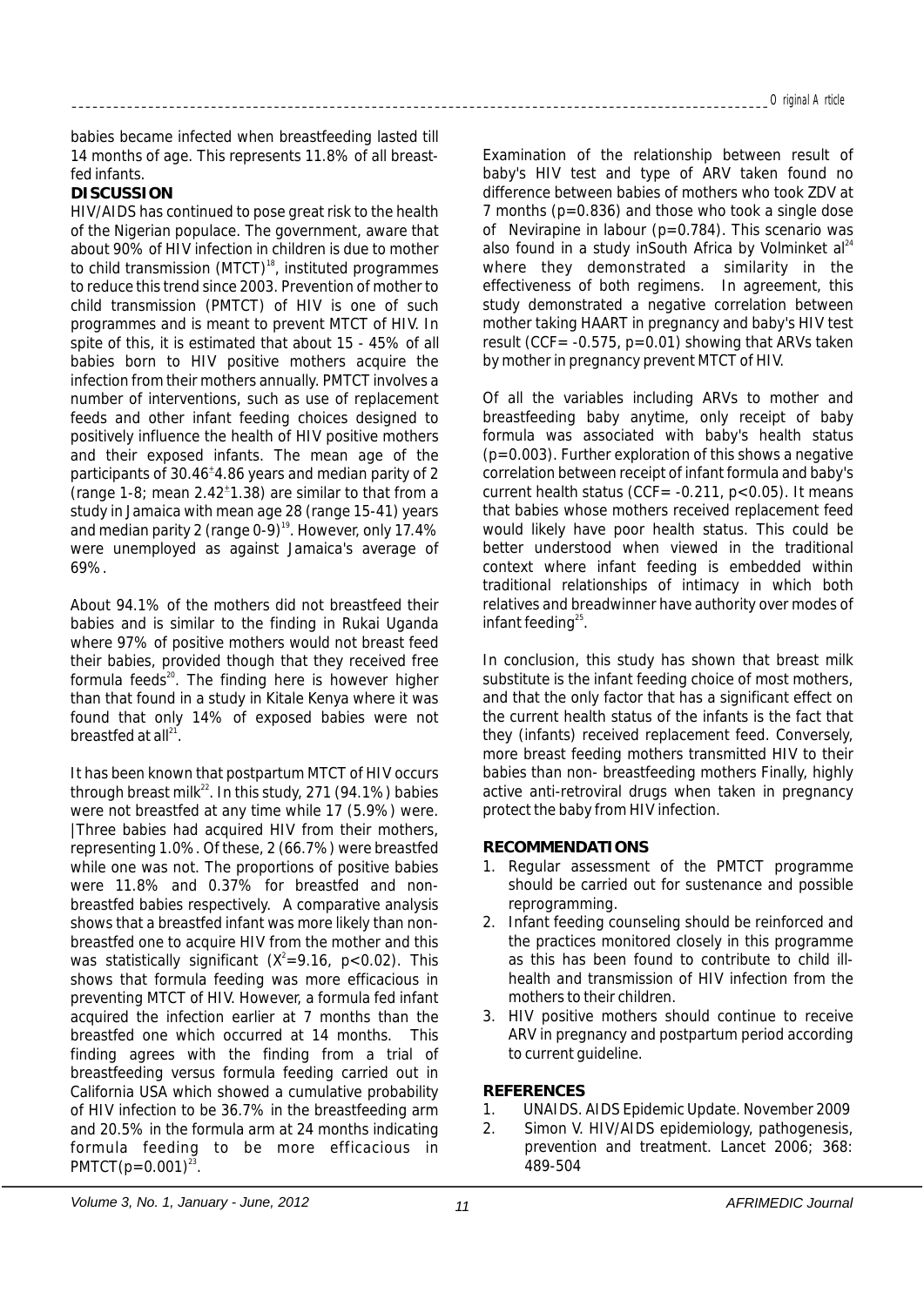babies became infected when breastfeeding lasted till 14 months of age. This represents 11.8% of all breast-fed infants.

**DISCUSSION**

HIV/AIDS has continued to pose great risk to the health of the Nigerian populace. The government, aware that about 90% of HIV infection in children is due to mother to child transmission (MTCT)[18], instituted programmes to reduce this trend since 2003. Prevention of mother to child transmission (PMTCT) of HIV is one of such programmes and is meant to prevent MTCT of HIV. In spite of this, it is estimated that about 15 - 45% of all babies born to HIV positive mothers acquire the infection from their mothers annually. PMTCT involves a number of interventions, such as use of replacement feeds and other infant feeding choices designed to positively influence the health of HIV positive mothers and their exposed infants. The mean age of the participants of 30.46±4.86 years and median parity of 2 (range 1-8; mean 2.42±1.38) are similar to that from a study in Jamaica with mean age 28 (range 15-41) years and median parity 2 (range 0-9)[19]. However, only 17.4% were unemployed as against Jamaica's average of 69%.

About 94.1% of the mothers did not breastfeed their babies and is similar to the finding in Rukai Uganda where 97% of positive mothers would not breast feed their babies, provided though that they received free formula feeds[20]. The finding here is however higher than that found in a study in Kitale Kenya where it was found that only 14% of exposed babies were not breastfed at all[21].

It has been known that postpartum MTCT of HIV occurs through breast milk[22]. In this study, 271 (94.1%) babies were not breastfed at any time while 17 (5.9%) were. |Three babies had acquired HIV from their mothers, representing 1.0%. Of these, 2 (66.7%) were breastfed while one was not. The proportions of positive babies were 11.8% and 0.37% for breastfed and non-breastfed babies respectively. A comparative analysis shows that a breastfed infant was more likely than non-breastfed one to acquire HIV from the mother and this was statistically significant ($X^2$=9.16, p<0.02). This shows that formula feeding was more efficacious in preventing MTCT of HIV. However, a formula fed infant acquired the infection earlier at 7 months than the breastfed one which occurred at 14 months. This finding agrees with the finding from a trial of breastfeeding versus formula feeding carried out in California USA which showed a cumulative probability of HIV infection to be 36.7% in the breastfeeding arm and 20.5% in the formula arm at 24 months indicating formula feeding to be more efficacious in PMTCT(p=0.001)[23].

Examination of the relationship between result of baby's HIV test and type of ARV taken found no difference between babies of mothers who took ZDV at 7 months (p=0.836) and those who took a single dose of Nevirapine in labour (p=0.784). This scenario was also found in a study inSouth Africa by Volminket al[24] where they demonstrated a similarity in the effectiveness of both regimens. In agreement, this study demonstrated a negative correlation between mother taking HAART in pregnancy and baby's HIV test result (CCF= -0.575, p=0.01) showing that ARVs taken by mother in pregnancy prevent MTCT of HIV.

Of all the variables including ARVs to mother and breastfeeding baby anytime, only receipt of baby formula was associated with baby's health status (p=0.003). Further exploration of this shows a negative correlation between receipt of infant formula and baby's current health status (CCF= -0.211, p<0.05). It means that babies whose mothers received replacement feed would likely have poor health status. This could be better understood when viewed in the traditional context where infant feeding is embedded within traditional relationships of intimacy in which both relatives and breadwinner have authority over modes of infant feeding[25].

In conclusion, this study has shown that breast milk substitute is the infant feeding choice of most mothers, and that the only factor that has a significant effect on the current health status of the infants is the fact that they (infants) received replacement feed. Conversely, more breast feeding mothers transmitted HIV to their babies than non- breastfeeding mothers Finally, highly active anti-retroviral drugs when taken in pregnancy protect the baby from HIV infection.

**RECOMMENDATIONS**

1. Regular assessment of the PMTCT programme should be carried out for sustenance and possible reprogramming.
2. Infant feeding counseling should be reinforced and the practices monitored closely in this programme as this has been found to contribute to child ill-health and transmission of HIV infection from the mothers to their children.
3. HIV positive mothers should continue to receive ARV in pregnancy and postpartum period according to current guideline.

**REFERENCES**

1. UNAIDS. AIDS Epidemic Update. November 2009
2. Simon V. HIV/AIDS epidemiology, pathogenesis, prevention and treatment. Lancet 2006; 368: 489-504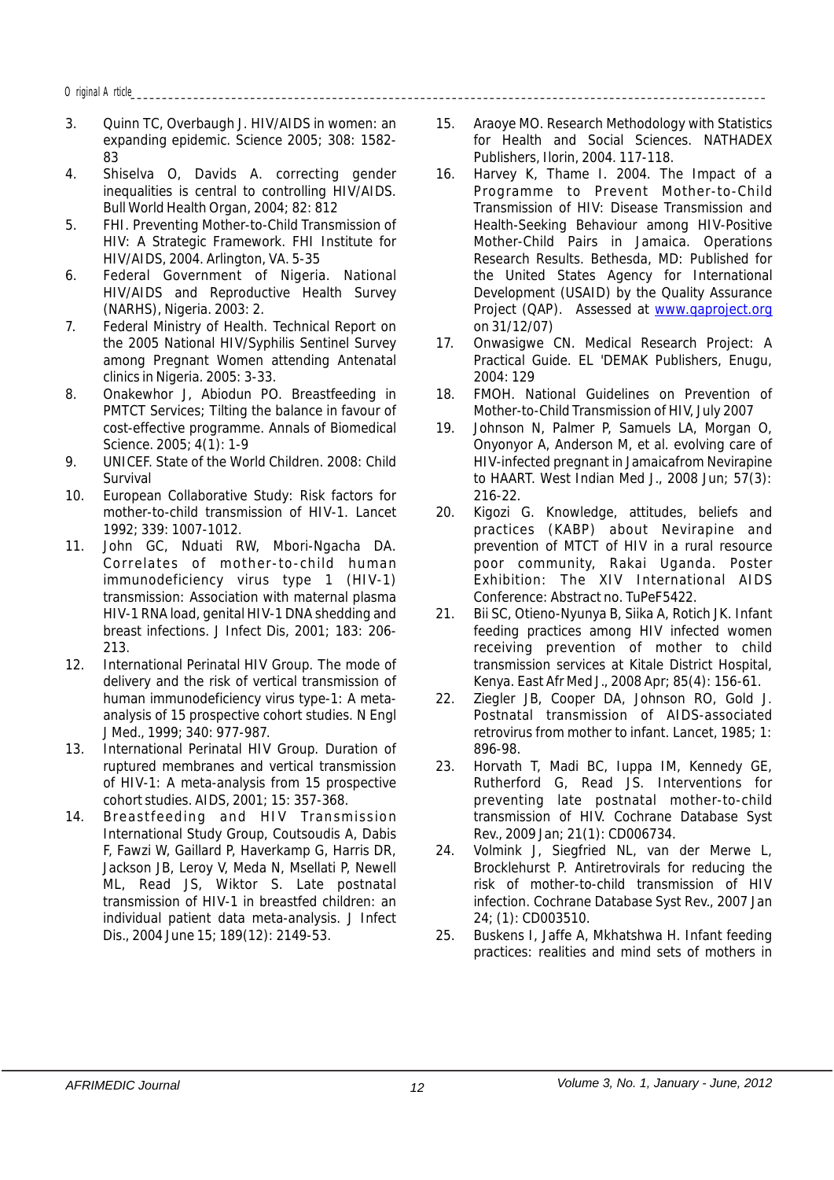3. Quinn TC, Overbaugh J. HIV/AIDS in women: an expanding epidemic. Science 2005; 308: 1582-83
4. Shiselva O, Davids A. correcting gender inequalities is central to controlling HIV/AIDS. Bull World Health Organ, 2004; 82: 812
5. FHI. Preventing Mother-to-Child Transmission of HIV: A Strategic Framework. FHI Institute for HIV/AIDS, 2004. Arlington, VA. 5-35
6. Federal Government of Nigeria. National HIV/AIDS and Reproductive Health Survey (NARHS), Nigeria. 2003: 2.
7. Federal Ministry of Health. Technical Report on the 2005 National HIV/Syphilis Sentinel Survey among Pregnant Women attending Antenatal clinics in Nigeria. 2005: 3-33.
8. Onakewhor J, Abiodun PO. Breastfeeding in PMTCT Services; Tilting the balance in favour of cost-effective programme. Annals of Biomedical Science. 2005; 4(1): 1-9
9. UNICEF. State of the World Children. 2008: Child Survival
10. European Collaborative Study: Risk factors for mother-to-child transmission of HIV-1. Lancet 1992; 339: 1007-1012.
11. John GC, Nduati RW, Mbori-Ngacha DA. Correlates of mother-to-child human immunodeficiency virus type 1 (HIV-1) transmission: Association with maternal plasma HIV-1 RNA load, genital HIV-1 DNA shedding and breast infections. J Infect Dis, 2001; 183: 206-213.
12. International Perinatal HIV Group. The mode of delivery and the risk of vertical transmission of human immunodeficiency virus type-1: A meta-analysis of 15 prospective cohort studies. N Engl J Med., 1999; 340: 977-987.
13. International Perinatal HIV Group. Duration of ruptured membranes and vertical transmission of HIV-1: A meta-analysis from 15 prospective cohort studies. AIDS, 2001; 15: 357-368.
14. Breastfeeding and HIV Transmission International Study Group, Coutsoudis A, Dabis F, Fawzi W, Gaillard P, Haverkamp G, Harris DR, Jackson JB, Leroy V, Meda N, Msellati P, Newell ML, Read JS, Wiktor S. Late postnatal transmission of HIV-1 in breastfed children: an individual patient data meta-analysis. J Infect Dis., 2004 June 15; 189(12): 2149-53.
15. Araoye MO. Research Methodology with Statistics for Health and Social Sciences. NATHADEX Publishers, Ilorin, 2004. 117-118.
16. Harvey K, Thame I. 2004. The Impact of a Programme to Prevent Mother-to-Child Transmission of HIV: Disease Transmission and Health-Seeking Behaviour among HIV-Positive Mother-Child Pairs in Jamaica. Operations Research Results. Bethesda, MD: Published for the United States Agency for International Development (USAID) by the Quality Assurance Project (QAP). Assessed at www.qaproject.org on 31/12/07)
17. Onwasigwe CN. Medical Research Project: A Practical Guide. EL 'DEMAK Publishers, Enugu, 2004: 129
18. FMOH. National Guidelines on Prevention of Mother-to-Child Transmission of HIV, July 2007
19. Johnson N, Palmer P, Samuels LA, Morgan O, Onyonyor A, Anderson M, et al. evolving care of HIV-infected pregnant in Jamaicafrom Nevirapine to HAART. West Indian Med J., 2008 Jun; 57(3): 216-22.
20. Kigozi G. Knowledge, attitudes, beliefs and practices (KABP) about Nevirapine and prevention of MTCT of HIV in a rural resource poor community, Rakai Uganda. Poster Exhibition: The XIV International AIDS Conference: Abstract no. TuPeF5422.
21. Bii SC, Otieno-Nyunya B, Siika A, Rotich JK. Infant feeding practices among HIV infected women receiving prevention of mother to child transmission services at Kitale District Hospital, Kenya. East Afr Med J., 2008 Apr; 85(4): 156-61.
22. Ziegler JB, Cooper DA, Johnson RO, Gold J. Postnatal transmission of AIDS-associated retrovirus from mother to infant. Lancet, 1985; 1: 896-98.
23. Horvath T, Madi BC, Iuppa IM, Kennedy GE, Rutherford G, Read JS. Interventions for preventing late postnatal mother-to-child transmission of HIV. Cochrane Database Syst Rev., 2009 Jan; 21(1): CD006734.
24. Volmink J, Siegfried NL, van der Merwe L, Brocklehurst P. Antiretrovirals for reducing the risk of mother-to-child transmission of HIV infection. Cochrane Database Syst Rev., 2007 Jan 24; (1): CD003510.
25. Buskens I, Jaffe A, Mkhatshwa H. Infant feeding practices: realities and mind sets of mothers in